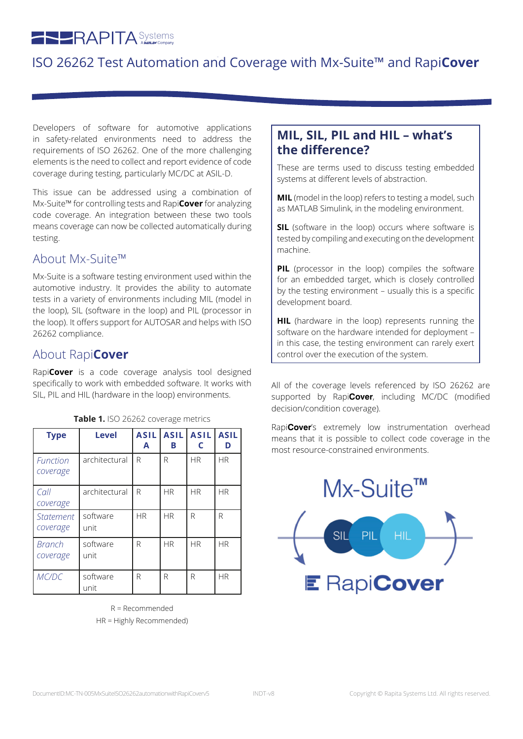# ISO 26262 Test Automation and Coverage with Mx-Suite™ and Rapi**Cover**

Developers of software for automotive applications in safety-related environments need to address the requirements of ISO 26262. One of the more challenging elements is the need to collect and report evidence of code coverage during testing, particularly MC/DC at ASIL-D.

This issue can be addressed using a combination of Mx-Suite™ for controlling tests and Rapi**Cover** for analyzing code coverage. An integration between these two tools means coverage can now be collected automatically during testing.

## About Mx-Suite™

Mx-Suite is a software testing environment used within the automotive industry. It provides the ability to automate tests in a variety of environments including MIL (model in the loop), SIL (software in the loop) and PIL (processor in the loop). It offers support for AUTOSAR and helps with ISO 26262 compliance.

## About Rapi**Cover**

Rapi**Cover** is a code coverage analysis tool designed specifically to work with embedded software. It works with SIL, PIL and HIL (hardware in the loop) environments.

**Table 1.** ISO 26262 coverage metrics

| Type | Level | ASIL A | ASIL B | ASIL C | ASIL D |
|---|---|---|---|---|---|
| *Function coverage* | architectural | R | R | HR | HR |
| *Call coverage* | architectural | R | HR | HR | HR |
| *Statement coverage* | software unit | HR | HR | R | R |
| *Branch coverage* | software unit | R | HR | HR | HR |
| *MC/DC* | software unit | R | R | R | HR |

R = Recommended

HR = Highly Recommended)

## MIL, SIL, PIL and HIL – what's the difference?

These are terms used to discuss testing embedded systems at different levels of abstraction.

**MIL** (model in the loop) refers to testing a model, such as MATLAB Simulink, in the modeling environment.

**SIL** (software in the loop) occurs where software is tested by compiling and executing on the development machine.

**PIL** (processor in the loop) compiles the software for an embedded target, which is closely controlled by the testing environment – usually this is a specific development board.

**HIL** (hardware in the loop) represents running the software on the hardware intended for deployment – in this case, the testing environment can rarely exert control over the execution of the system.

All of the coverage levels referenced by ISO 26262 are supported by Rapi**Cover**, including MC/DC (modified decision/condition coverage).

Rapi**Cover**'s extremely low instrumentation overhead means that it is possible to collect code coverage in the most resource-constrained environments.

Mx-Suite™

SIL PIL HIL

RapiCover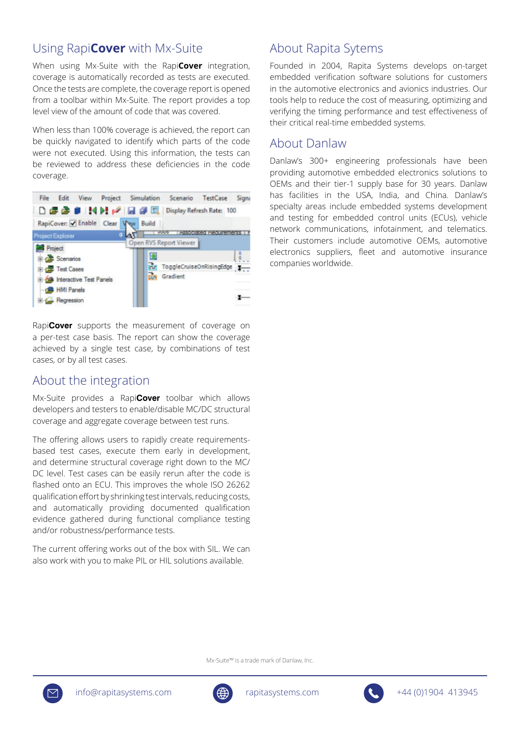## Using Rapi**Cover** with Mx-Suite

When using Mx-Suite with the Rapi**Cover** integration, coverage is automatically recorded as tests are executed. Once the tests are complete, the coverage report is opened from a toolbar within Mx-Suite. The report provides a top level view of the amount of code that was covered.

When less than 100% coverage is achieved, the report can be quickly navigated to identify which parts of the code were not executed. Using this information, the tests can be reviewed to address these deficiencies in the code coverage.

Rapi**Cover** supports the measurement of coverage on a per-test case basis. The report can show the coverage achieved by a single test case, by combinations of test cases, or by all test cases.

## About the integration

Mx-Suite provides a Rapi**Cover** toolbar which allows developers and testers to enable/disable MC/DC structural coverage and aggregate coverage between test runs.

The offering allows users to rapidly create requirements-based test cases, execute them early in development, and determine structural coverage right down to the MC/DC level. Test cases can be easily rerun after the code is flashed onto an ECU. This improves the whole ISO 26262 qualification effort by shrinking test intervals, reducing costs, and automatically providing documented qualification evidence gathered during functional compliance testing and/or robustness/performance tests.

The current offering works out of the box with SIL. We can also work with you to make PIL or HIL solutions available.

## About Rapita Sytems

Founded in 2004, Rapita Systems develops on-target embedded verification software solutions for customers in the automotive electronics and avionics industries. Our tools help to reduce the cost of measuring, optimizing and verifying the timing performance and test effectiveness of their critical real-time embedded systems.

## About Danlaw

Danlaw's 300+ engineering professionals have been providing automotive embedded electronics solutions to OEMs and their tier-1 supply base for 30 years. Danlaw has facilities in the USA, India, and China. Danlaw's specialty areas include embedded systems development and testing for embedded control units (ECUs), vehicle network communications, infotainment, and telematics. Their customers include automotive OEMs, automotive electronics suppliers, fleet and automotive insurance companies worldwide.

Mx-Suite™ is a trade mark of Danlaw, Inc.

info@rapitasystems.com  rapitasystems.com  +44 (0)1904 413945